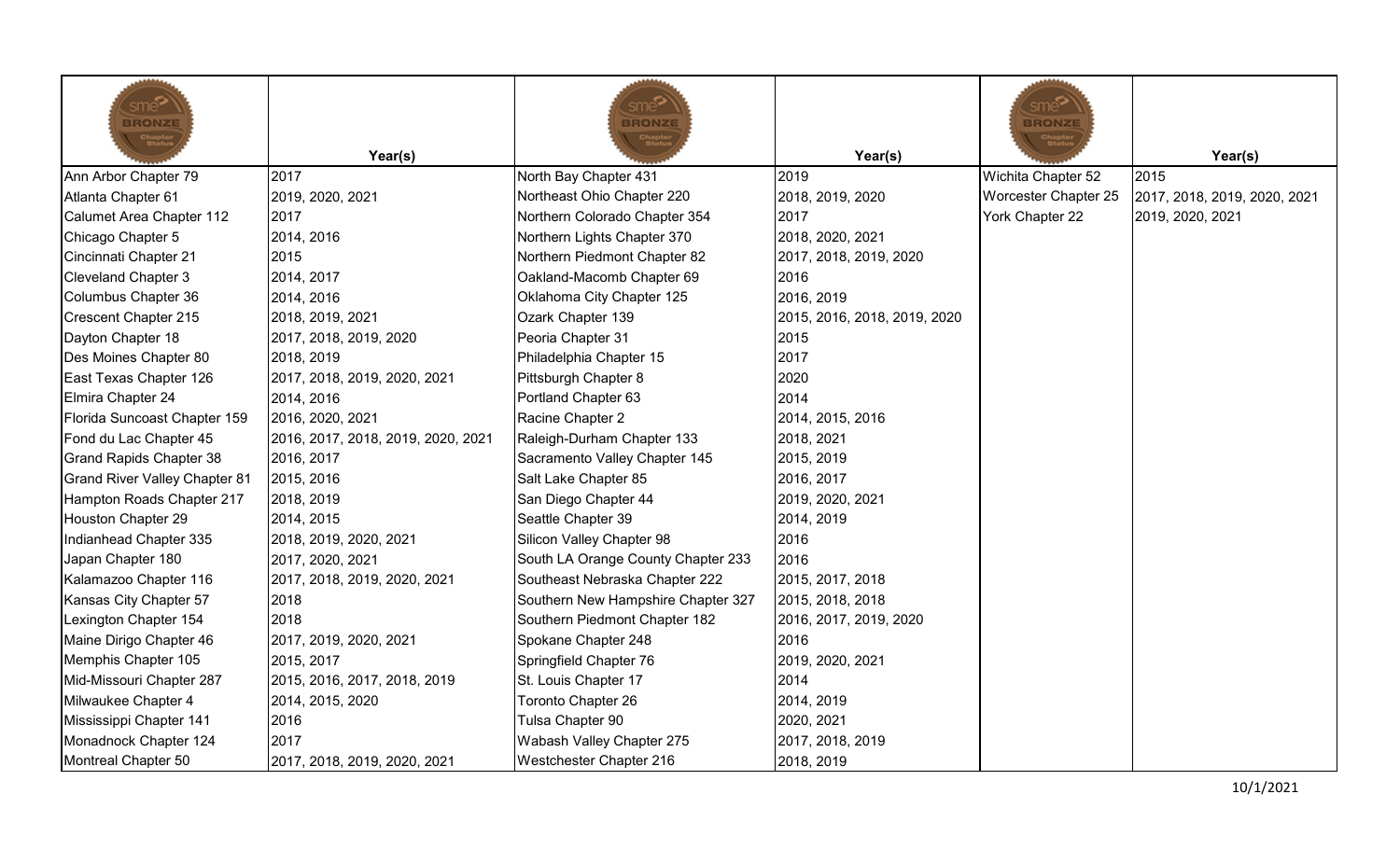| SME BRONZE Chapter Status | Year(s) | SME BRONZE Chapter Status | Year(s) | SME BRONZE Chapter Status | Year(s) |
|---|---|---|---|---|---|
| Ann Arbor Chapter 79 | 2017 | North Bay Chapter 431 | 2019 | Wichita Chapter 52 | 2015 |
| Atlanta Chapter 61 | 2019, 2020, 2021 | Northeast Ohio Chapter 220 | 2018, 2019, 2020 | Worcester Chapter 25 | 2017, 2018, 2019, 2020, 2021 |
| Calumet Area Chapter 112 | 2017 | Northern Colorado Chapter 354 | 2017 | York Chapter 22 | 2019, 2020, 2021 |
| Chicago Chapter 5 | 2014, 2016 | Northern Lights Chapter 370 | 2018, 2020, 2021 | | |
| Cincinnati Chapter 21 | 2015 | Northern Piedmont Chapter 82 | 2017, 2018, 2019, 2020 | | |
| Cleveland Chapter 3 | 2014, 2017 | Oakland-Macomb Chapter 69 | 2016 | | |
| Columbus Chapter 36 | 2014, 2016 | Oklahoma City Chapter 125 | 2016, 2019 | | |
| Crescent Chapter 215 | 2018, 2019, 2021 | Ozark Chapter 139 | 2015, 2016, 2018, 2019, 2020 | | |
| Dayton Chapter 18 | 2017, 2018, 2019, 2020 | Peoria Chapter 31 | 2015 | | |
| Des Moines Chapter 80 | 2018, 2019 | Philadelphia Chapter 15 | 2017 | | |
| East Texas Chapter 126 | 2017, 2018, 2019, 2020, 2021 | Pittsburgh Chapter 8 | 2020 | | |
| Elmira Chapter 24 | 2014, 2016 | Portland Chapter 63 | 2014 | | |
| Florida Suncoast Chapter 159 | 2016, 2020, 2021 | Racine Chapter 2 | 2014, 2015, 2016 | | |
| Fond du Lac Chapter 45 | 2016, 2017, 2018, 2019, 2020, 2021 | Raleigh-Durham Chapter 133 | 2018, 2021 | | |
| Grand Rapids Chapter 38 | 2016, 2017 | Sacramento Valley Chapter 145 | 2015, 2019 | | |
| Grand River Valley Chapter 81 | 2015, 2016 | Salt Lake Chapter 85 | 2016, 2017 | | |
| Hampton Roads Chapter 217 | 2018, 2019 | San Diego Chapter 44 | 2019, 2020, 2021 | | |
| Houston Chapter 29 | 2014, 2015 | Seattle Chapter 39 | 2014, 2019 | | |
| Indianhead Chapter 335 | 2018, 2019, 2020, 2021 | Silicon Valley Chapter 98 | 2016 | | |
| Japan Chapter 180 | 2017, 2020, 2021 | South LA Orange County Chapter 233 | 2016 | | |
| Kalamazoo Chapter 116 | 2017, 2018, 2019, 2020, 2021 | Southeast Nebraska Chapter 222 | 2015, 2017, 2018 | | |
| Kansas City Chapter 57 | 2018 | Southern New Hampshire Chapter 327 | 2015, 2018, 2018 | | |
| Lexington Chapter 154 | 2018 | Southern Piedmont Chapter 182 | 2016, 2017, 2019, 2020 | | |
| Maine Dirigo Chapter 46 | 2017, 2019, 2020, 2021 | Spokane Chapter 248 | 2016 | | |
| Memphis Chapter 105 | 2015, 2017 | Springfield Chapter 76 | 2019, 2020, 2021 | | |
| Mid-Missouri Chapter 287 | 2015, 2016, 2017, 2018, 2019 | St. Louis Chapter 17 | 2014 | | |
| Milwaukee Chapter 4 | 2014, 2015, 2020 | Toronto Chapter 26 | 2014, 2019 | | |
| Mississippi Chapter 141 | 2016 | Tulsa Chapter 90 | 2020, 2021 | | |
| Monadnock Chapter 124 | 2017 | Wabash Valley Chapter 275 | 2017, 2018, 2019 | | |
| Montreal Chapter 50 | 2017, 2018, 2019, 2020, 2021 | Westchester Chapter 216 | 2018, 2019 | | |

10/1/2021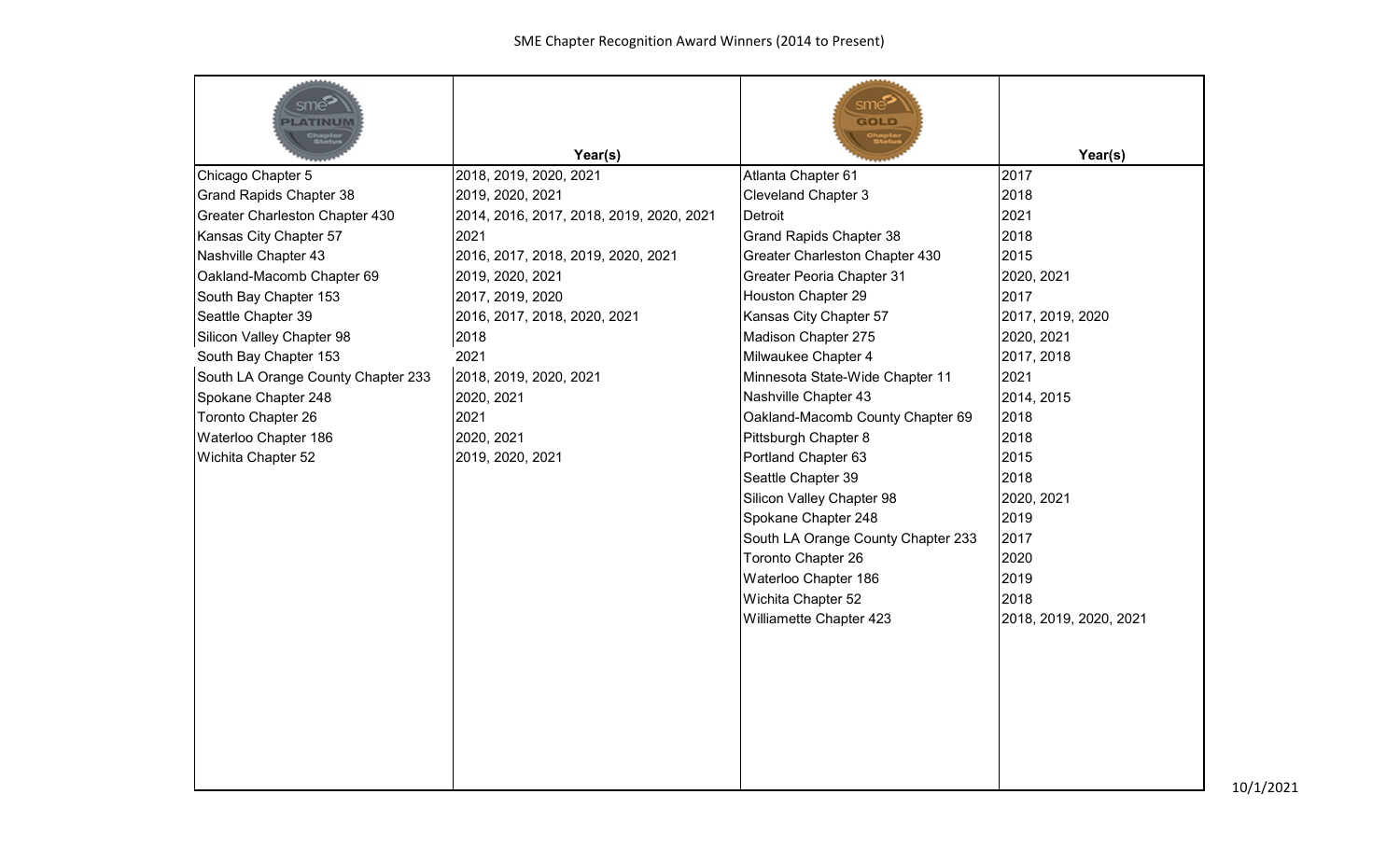# SME Chapter Recognition Award Winners (2014 to Present)

| Platinum Chapter Status | Year(s) | Gold Chapter Status | Year(s) |
|---|---|---|---|
| Chicago Chapter 5 | 2018, 2019, 2020, 2021 | Atlanta Chapter 61 | 2017 |
| Grand Rapids Chapter 38 | 2019, 2020, 2021 | Cleveland Chapter 3 | 2018 |
| Greater Charleston Chapter 430 | 2014, 2016, 2017, 2018, 2019, 2020, 2021 | Detroit | 2021 |
| Kansas City Chapter 57 | 2021 | Grand Rapids Chapter 38 | 2018 |
| Nashville Chapter 43 | 2016, 2017, 2018, 2019, 2020, 2021 | Greater Charleston Chapter 430 | 2015 |
| Oakland-Macomb Chapter 69 | 2019, 2020, 2021 | Greater Peoria Chapter 31 | 2020, 2021 |
| South Bay Chapter 153 | 2017, 2019, 2020 | Houston Chapter 29 | 2017 |
| Seattle Chapter 39 | 2016, 2017, 2018, 2020, 2021 | Kansas City Chapter 57 | 2017, 2019, 2020 |
| Silicon Valley Chapter 98 | 2018 | Madison Chapter 275 | 2020, 2021 |
| South Bay Chapter 153 | 2021 | Milwaukee Chapter 4 | 2017, 2018 |
| South LA Orange County Chapter 233 | 2018, 2019, 2020, 2021 | Minnesota State-Wide Chapter 11 | 2021 |
| Spokane Chapter 248 | 2020, 2021 | Nashville Chapter 43 | 2014, 2015 |
| Toronto Chapter 26 | 2021 | Oakland-Macomb County Chapter 69 | 2018 |
| Waterloo Chapter 186 | 2020, 2021 | Pittsburgh Chapter 8 | 2018 |
| Wichita Chapter 52 | 2019, 2020, 2021 | Portland Chapter 63 | 2015 |
| | | Seattle Chapter 39 | 2018 |
| | | Silicon Valley Chapter 98 | 2020, 2021 |
| | | Spokane Chapter 248 | 2019 |
| | | South LA Orange County Chapter 233 | 2017 |
| | | Toronto Chapter 26 | 2020 |
| | | Waterloo Chapter 186 | 2019 |
| | | Wichita Chapter 52 | 2018 |
| | | Williamette Chapter 423 | 2018, 2019, 2020, 2021 |

10/1/2021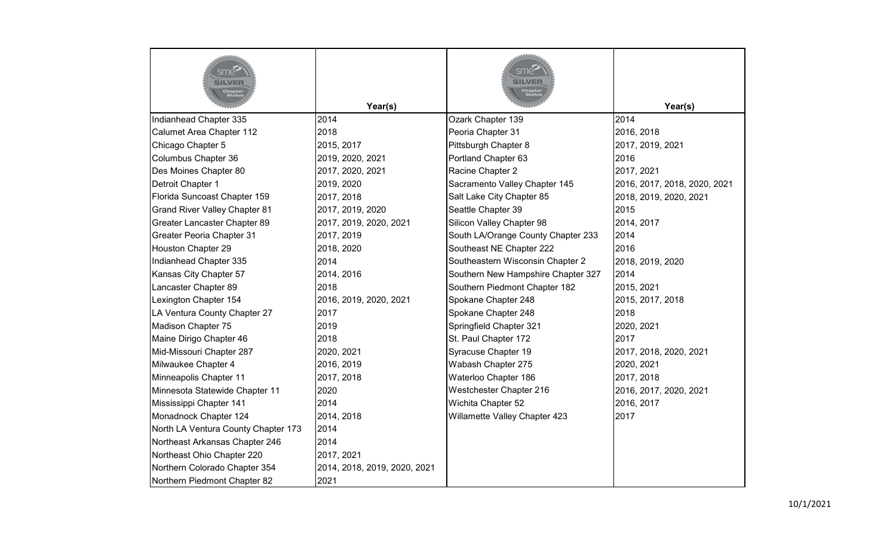| SME SILVER Chapter Status | Year(s) | SME SILVER Chapter Status | Year(s) |
|---|---|---|---|
| Indianhead Chapter 335 | 2014 | Ozark Chapter 139 | 2014 |
| Calumet Area Chapter 112 | 2018 | Peoria Chapter 31 | 2016, 2018 |
| Chicago Chapter 5 | 2015, 2017 | Pittsburgh Chapter 8 | 2017, 2019, 2021 |
| Columbus Chapter 36 | 2019, 2020, 2021 | Portland Chapter 63 | 2016 |
| Des Moines Chapter 80 | 2017, 2020, 2021 | Racine Chapter 2 | 2017, 2021 |
| Detroit Chapter 1 | 2019, 2020 | Sacramento Valley Chapter 145 | 2016, 2017, 2018, 2020, 2021 |
| Florida Suncoast Chapter 159 | 2017, 2018 | Salt Lake City Chapter 85 | 2018, 2019, 2020, 2021 |
| Grand River Valley Chapter 81 | 2017, 2019, 2020 | Seattle Chapter 39 | 2015 |
| Greater Lancaster Chapter 89 | 2017, 2019, 2020, 2021 | Silicon Valley Chapter 98 | 2014, 2017 |
| Greater Peoria Chapter 31 | 2017, 2019 | South LA/Orange County Chapter 233 | 2014 |
| Houston Chapter 29 | 2018, 2020 | Southeast NE Chapter 222 | 2016 |
| Indianhead Chapter 335 | 2014 | Southeastern Wisconsin Chapter 2 | 2018, 2019, 2020 |
| Kansas City Chapter 57 | 2014, 2016 | Southern New Hampshire Chapter 327 | 2014 |
| Lancaster Chapter 89 | 2018 | Southern Piedmont Chapter 182 | 2015, 2021 |
| Lexington Chapter 154 | 2016, 2019, 2020, 2021 | Spokane Chapter 248 | 2015, 2017, 2018 |
| LA Ventura County Chapter 27 | 2017 | Spokane Chapter 248 | 2018 |
| Madison Chapter 75 | 2019 | Springfield Chapter 321 | 2020, 2021 |
| Maine Dirigo Chapter 46 | 2018 | St. Paul Chapter 172 | 2017 |
| Mid-Missouri Chapter 287 | 2020, 2021 | Syracuse Chapter 19 | 2017, 2018, 2020, 2021 |
| Milwaukee Chapter 4 | 2016, 2019 | Wabash Chapter 275 | 2020, 2021 |
| Minneapolis Chapter 11 | 2017, 2018 | Waterloo Chapter 186 | 2017, 2018 |
| Minnesota Statewide Chapter 11 | 2020 | Westchester Chapter 216 | 2016, 2017, 2020, 2021 |
| Mississippi Chapter 141 | 2014 | Wichita Chapter 52 | 2016, 2017 |
| Monadnock Chapter 124 | 2014, 2018 | Willamette Valley Chapter 423 | 2017 |
| North LA Ventura County Chapter 173 | 2014 | | |
| Northeast Arkansas Chapter 246 | 2014 | | |
| Northeast Ohio Chapter 220 | 2017, 2021 | | |
| Northern Colorado Chapter 354 | 2014, 2018, 2019, 2020, 2021 | | |
| Northern Piedmont Chapter 82 | 2021 | | |

10/1/2021